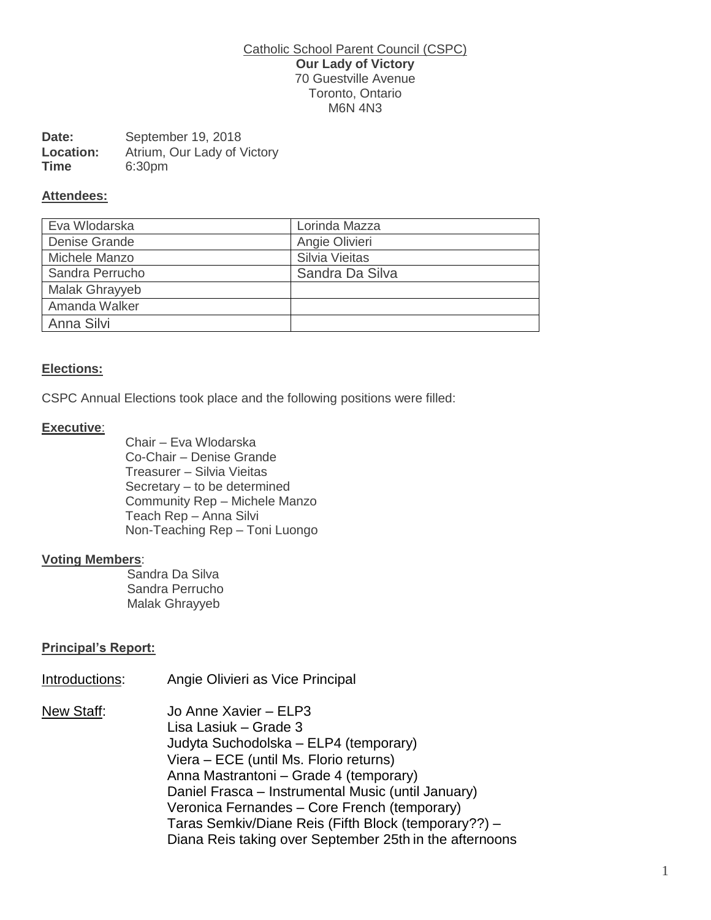Catholic School Parent Council (CSPC)

**Our Lady of Victory**

70 Guestville Avenue
Toronto, Ontario
M6N 4N3

**Date:** September 19, 2018
**Location:** Atrium, Our Lady of Victory
**Time** 6:30pm

**Attendees:**

| | |
|---|---|
| Eva Wlodarska | Lorinda Mazza |
| Denise Grande | Angie Olivieri |
| Michele Manzo | Silvia Vieitas |
| Sandra Perrucho | Sandra Da Silva |
| Malak Ghrayyeb | |
| Amanda Walker | |
| Anna Silvi | |

**Elections:**

CSPC Annual Elections took place and the following positions were filled:

**Executive**:

- Chair – Eva Wlodarska
- Co-Chair – Denise Grande
- Treasurer – Silvia Vieitas
- Secretary – to be determined
- Community Rep – Michele Manzo
- Teach Rep – Anna Silvi
- Non-Teaching Rep – Toni Luongo

**Voting Members**:

- Sandra Da Silva
- Sandra Perrucho
- Malak Ghrayyeb

**Principal's Report:**

Introductions: Angie Olivieri as Vice Principal

New Staff:

- Jo Anne Xavier – ELP3
- Lisa Lasiuk – Grade 3
- Judyta Suchodolska – ELP4 (temporary)
- Viera – ECE (until Ms. Florio returns)
- Anna Mastrantoni – Grade 4 (temporary)
- Daniel Frasca – Instrumental Music (until January)
- Veronica Fernandes – Core French (temporary)
- Taras Semkiv/Diane Reis (Fifth Block (temporary??) – Diana Reis taking over September 25th in the afternoons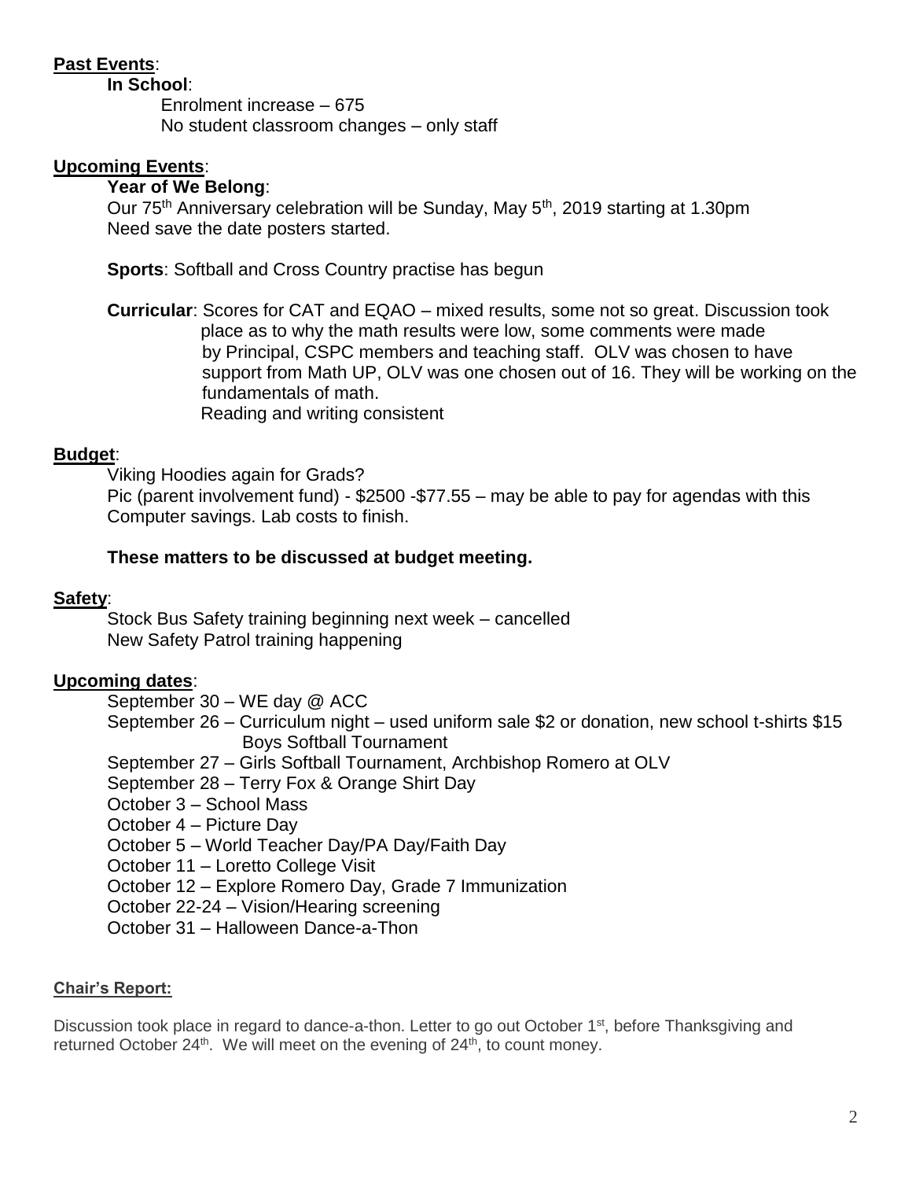**Past Events**:

**In School**:

Enrolment increase – 675
No student classroom changes – only staff

**Upcoming Events**:

**Year of We Belong**:

Our 75th Anniversary celebration will be Sunday, May 5th, 2019 starting at 1.30pm
Need save the date posters started.

**Sports**: Softball and Cross Country practise has begun

**Curricular**: Scores for CAT and EQAO – mixed results, some not so great. Discussion took place as to why the math results were low, some comments were made by Principal, CSPC members and teaching staff. OLV was chosen to have support from Math UP, OLV was one chosen out of 16. They will be working on the fundamentals of math.
Reading and writing consistent

**Budget**:

Viking Hoodies again for Grads?
Pic (parent involvement fund) - $2500 -$77.55 – may be able to pay for agendas with this
Computer savings. Lab costs to finish.

**These matters to be discussed at budget meeting.**

**Safety**:

Stock Bus Safety training beginning next week – cancelled
New Safety Patrol training happening

**Upcoming dates**:

September 30 – WE day @ ACC
September 26 – Curriculum night – used uniform sale $2 or donation, new school t-shirts $15
Boys Softball Tournament
September 27 – Girls Softball Tournament, Archbishop Romero at OLV
September 28 – Terry Fox & Orange Shirt Day
October 3 – School Mass
October 4 – Picture Day
October 5 – World Teacher Day/PA Day/Faith Day
October 11 – Loretto College Visit
October 12 – Explore Romero Day, Grade 7 Immunization
October 22-24 – Vision/Hearing screening
October 31 – Halloween Dance-a-Thon

**Chair's Report:**

Discussion took place in regard to dance-a-thon. Letter to go out October 1st, before Thanksgiving and returned October 24th. We will meet on the evening of 24th, to count money.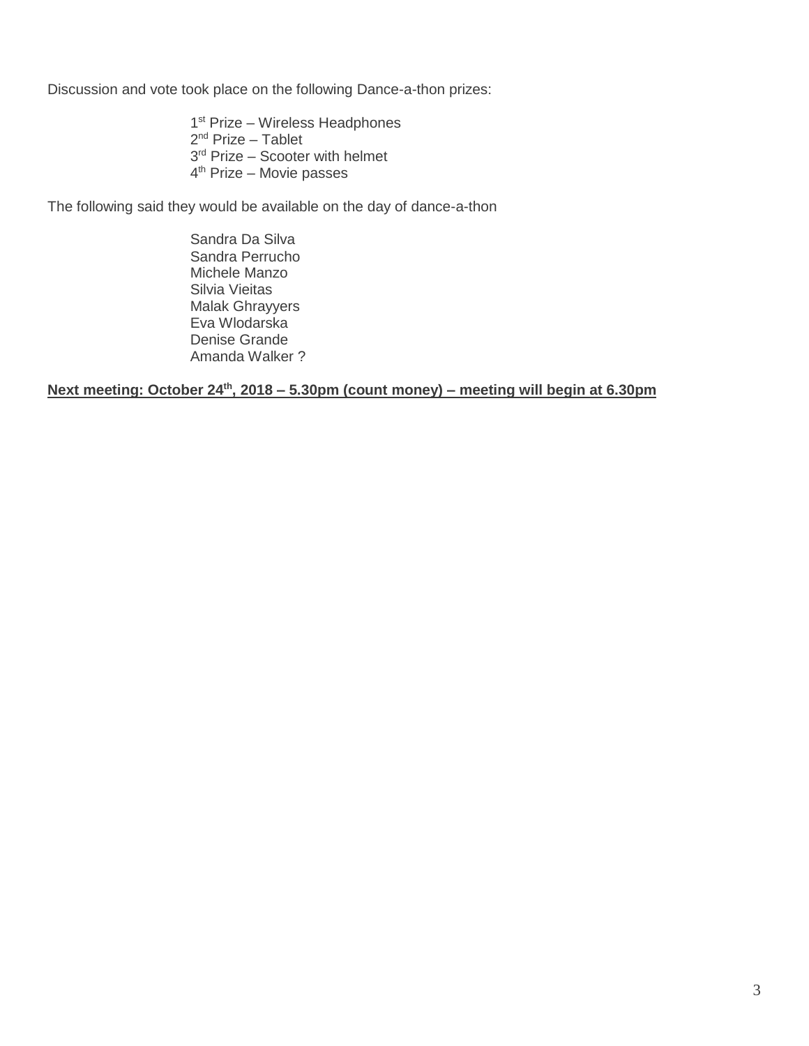Discussion and vote took place on the following Dance-a-thon prizes:

1st Prize – Wireless Headphones
2nd Prize – Tablet
3rd Prize – Scooter with helmet
4th Prize – Movie passes

The following said they would be available on the day of dance-a-thon

Sandra Da Silva
Sandra Perrucho
Michele Manzo
Silvia Vieitas
Malak Ghrayyers
Eva Wlodarska
Denise Grande
Amanda Walker ?

**Next meeting: October 24th, 2018 – 5.30pm (count money) – meeting will begin at 6.30pm**